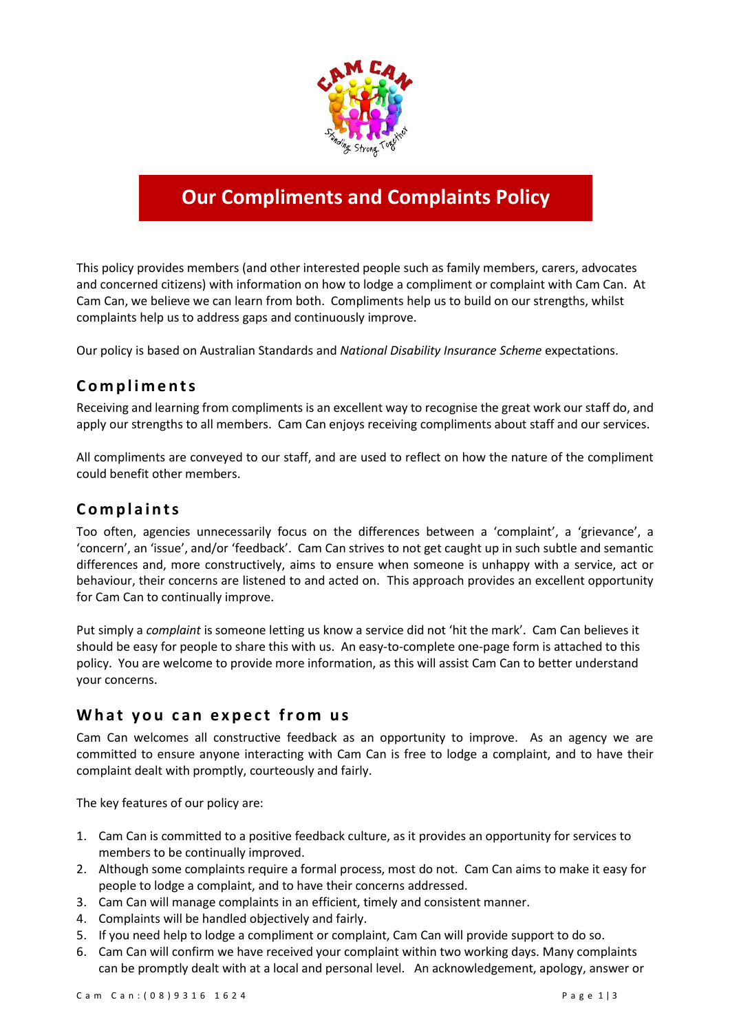# Our Compliments and Complaints Policy

This policy provides members (and other interested people such as family members, carers, advocates and concerned citizens) with information on how to lodge a compliment or complaint with Cam Can. At Cam Can, we believe we can learn from both. Compliments help us to build on our strengths, whilst complaints help us to address gaps and continuously improve.

Our policy is based on Australian Standards and *National Disability Insurance Scheme* expectations.

## Compliments

Receiving and learning from compliments is an excellent way to recognise the great work our staff do, and apply our strengths to all members. Cam Can enjoys receiving compliments about staff and our services.

All compliments are conveyed to our staff, and are used to reflect on how the nature of the compliment could benefit other members.

## Complaints

Too often, agencies unnecessarily focus on the differences between a 'complaint', a 'grievance', a 'concern', an 'issue', and/or 'feedback'. Cam Can strives to not get caught up in such subtle and semantic differences and, more constructively, aims to ensure when someone is unhappy with a service, act or behaviour, their concerns are listened to and acted on. This approach provides an excellent opportunity for Cam Can to continually improve.

Put simply a *complaint* is someone letting us know a service did not 'hit the mark'. Cam Can believes it should be easy for people to share this with us. An easy-to-complete one-page form is attached to this policy. You are welcome to provide more information, as this will assist Cam Can to better understand your concerns.

## What you can expect from us

Cam Can welcomes all constructive feedback as an opportunity to improve. As an agency we are committed to ensure anyone interacting with Cam Can is free to lodge a complaint, and to have their complaint dealt with promptly, courteously and fairly.

The key features of our policy are:

1. Cam Can is committed to a positive feedback culture, as it provides an opportunity for services to members to be continually improved.
2. Although some complaints require a formal process, most do not. Cam Can aims to make it easy for people to lodge a complaint, and to have their concerns addressed.
3. Cam Can will manage complaints in an efficient, timely and consistent manner.
4. Complaints will be handled objectively and fairly.
5. If you need help to lodge a compliment or complaint, Cam Can will provide support to do so.
6. Cam Can will confirm we have received your complaint within two working days. Many complaints can be promptly dealt with at a local and personal level. An acknowledgement, apology, answer or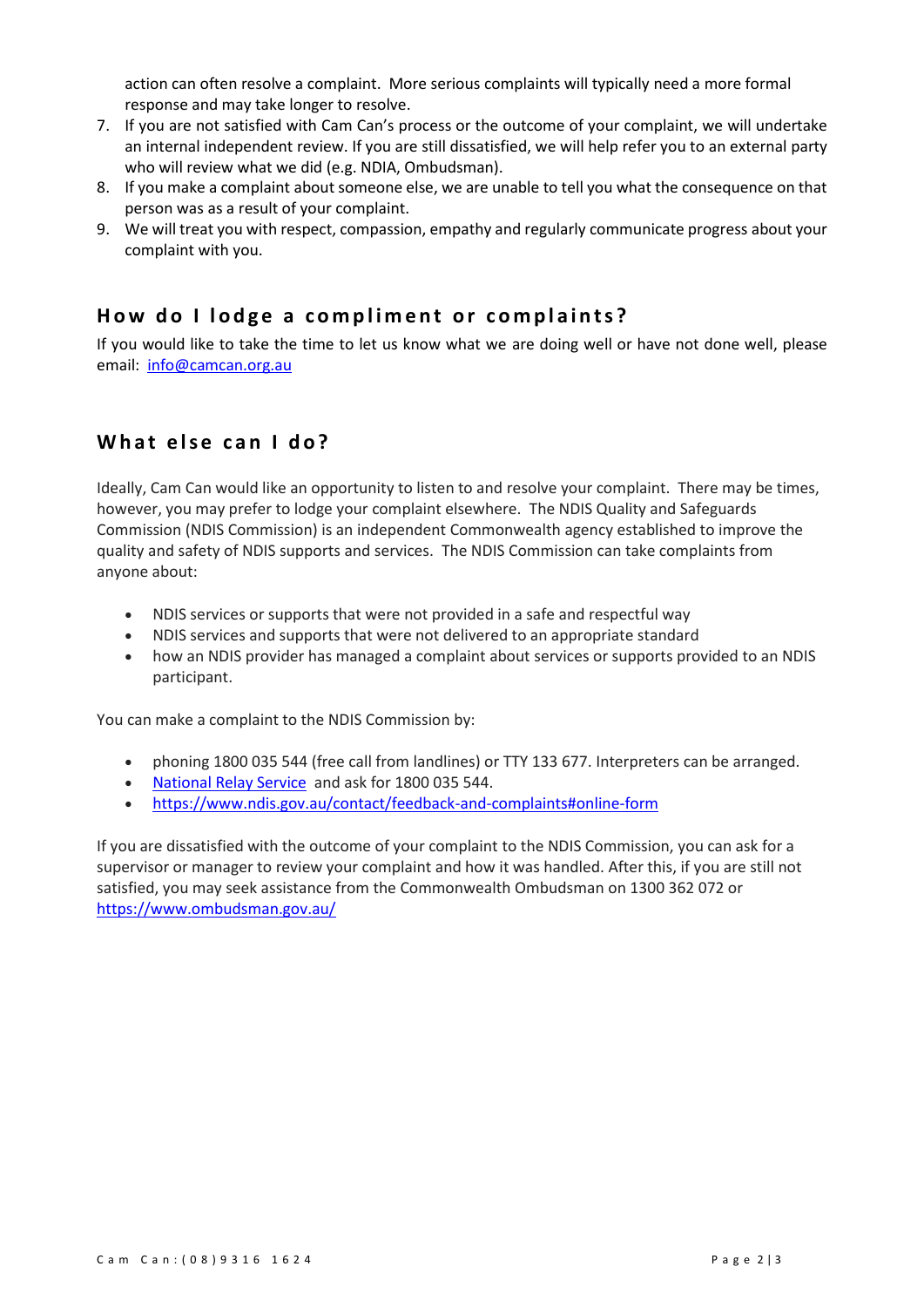action can often resolve a complaint. More serious complaints will typically need a more formal response and may take longer to resolve.

7. If you are not satisfied with Cam Can's process or the outcome of your complaint, we will undertake an internal independent review. If you are still dissatisfied, we will help refer you to an external party who will review what we did (e.g. NDIA, Ombudsman).
8. If you make a complaint about someone else, we are unable to tell you what the consequence on that person was as a result of your complaint.
9. We will treat you with respect, compassion, empathy and regularly communicate progress about your complaint with you.

## How do I lodge a compliment or complaints?

If you would like to take the time to let us know what we are doing well or have not done well, please email: [info@camcan.org.au](mailto:info@camcan.org.au)

## What else can I do?

Ideally, Cam Can would like an opportunity to listen to and resolve your complaint. There may be times, however, you may prefer to lodge your complaint elsewhere. The NDIS Quality and Safeguards Commission (NDIS Commission) is an independent Commonwealth agency established to improve the quality and safety of NDIS supports and services. The NDIS Commission can take complaints from anyone about:

- NDIS services or supports that were not provided in a safe and respectful way
- NDIS services and supports that were not delivered to an appropriate standard
- how an NDIS provider has managed a complaint about services or supports provided to an NDIS participant.

You can make a complaint to the NDIS Commission by:

- phoning 1800 035 544 (free call from landlines) or TTY 133 677. Interpreters can be arranged.
- National Relay Service and ask for 1800 035 544.
- https://www.ndis.gov.au/contact/feedback-and-complaints#online-form

If you are dissatisfied with the outcome of your complaint to the NDIS Commission, you can ask for a supervisor or manager to review your complaint and how it was handled. After this, if you are still not satisfied, you may seek assistance from the Commonwealth Ombudsman on 1300 362 072 or https://www.ombudsman.gov.au/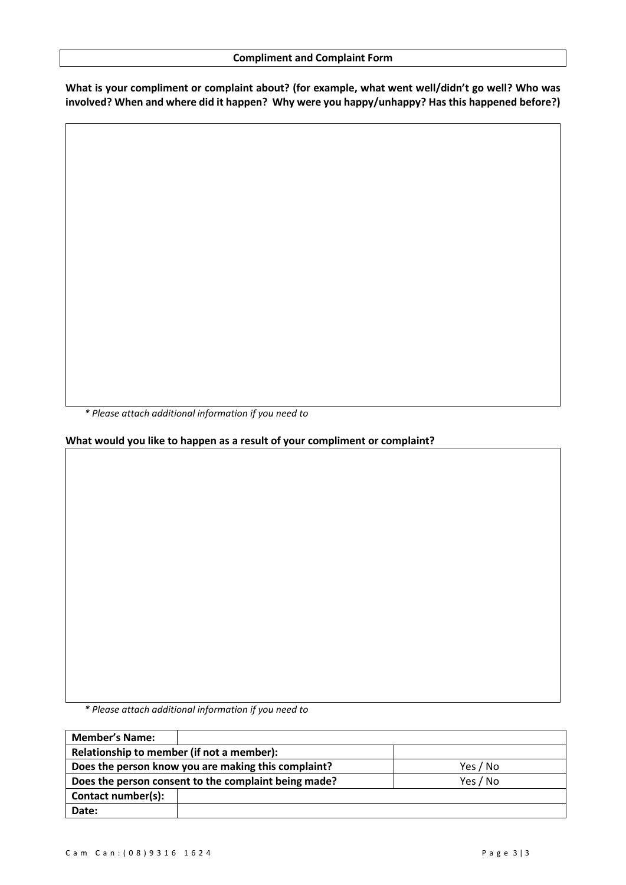## Compliment and Complaint Form

**What is your compliment or complaint about? (for example, what went well/didn't go well? Who was involved? When and where did it happen? Why were you happy/unhappy? Has this happened before?)**

*\* Please attach additional information if you need to*

**What would you like to happen as a result of your compliment or complaint?**

*\* Please attach additional information if you need to*

| | | |
|---|---|---|
| **Member's Name:** | | |
| **Relationship to member (if not a member):** | | |
| **Does the person know you are making this complaint?** | | Yes / No |
| **Does the person consent to the complaint being made?** | | Yes / No |
| **Contact number(s):** | | |
| **Date:** | | |

Cam Can: (08) 9316 1624